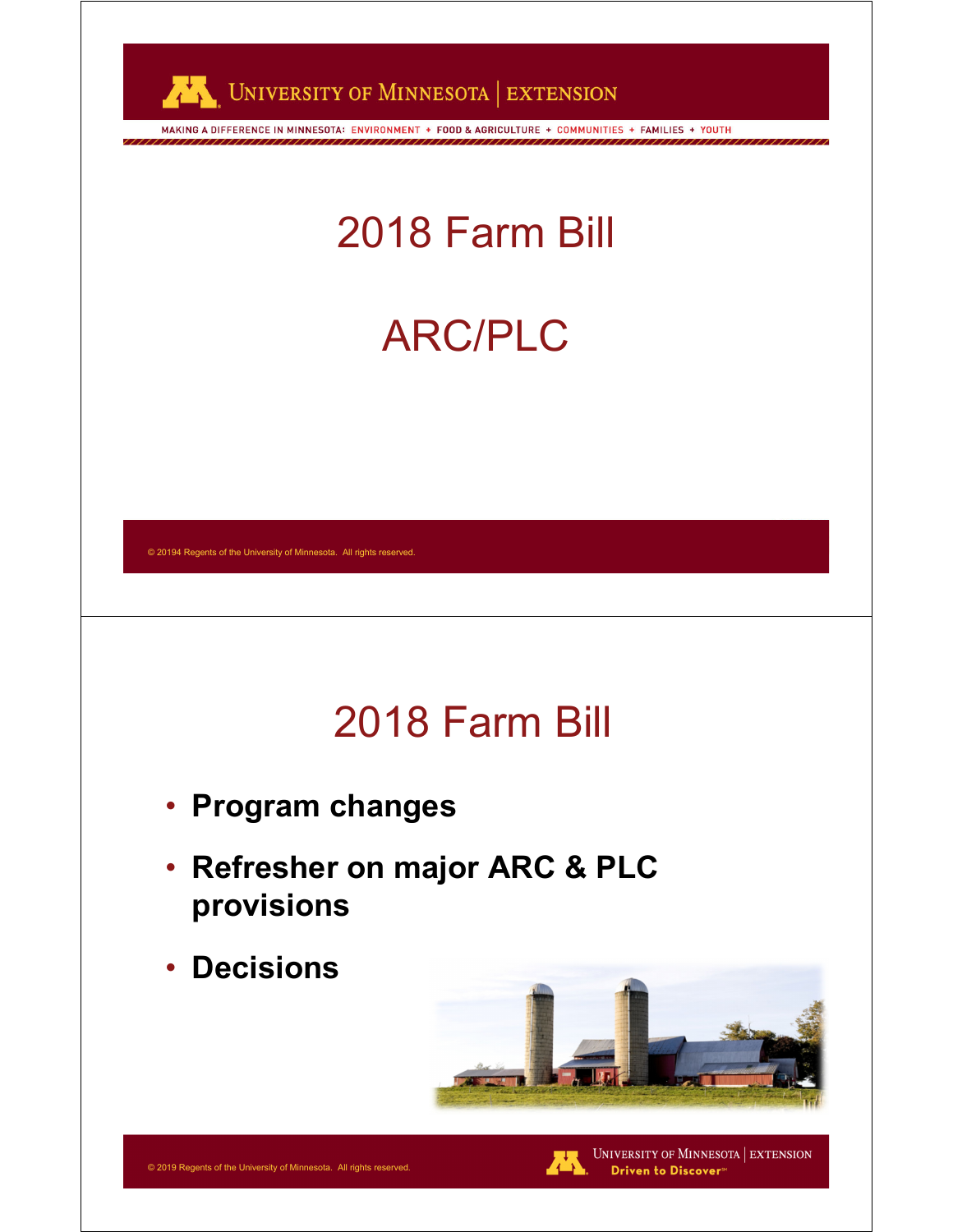# 2018 Farm Bill

# ARC/PLC

© 20194 Regents of the University of Minnesota. All rights reserved.

# 2018 Farm Bill

- **Program changes**
- **Refresher on major ARC & PLC provisions**
- **Decisions**

© 2019 Regents of the University of Minnesota. All rights reserved.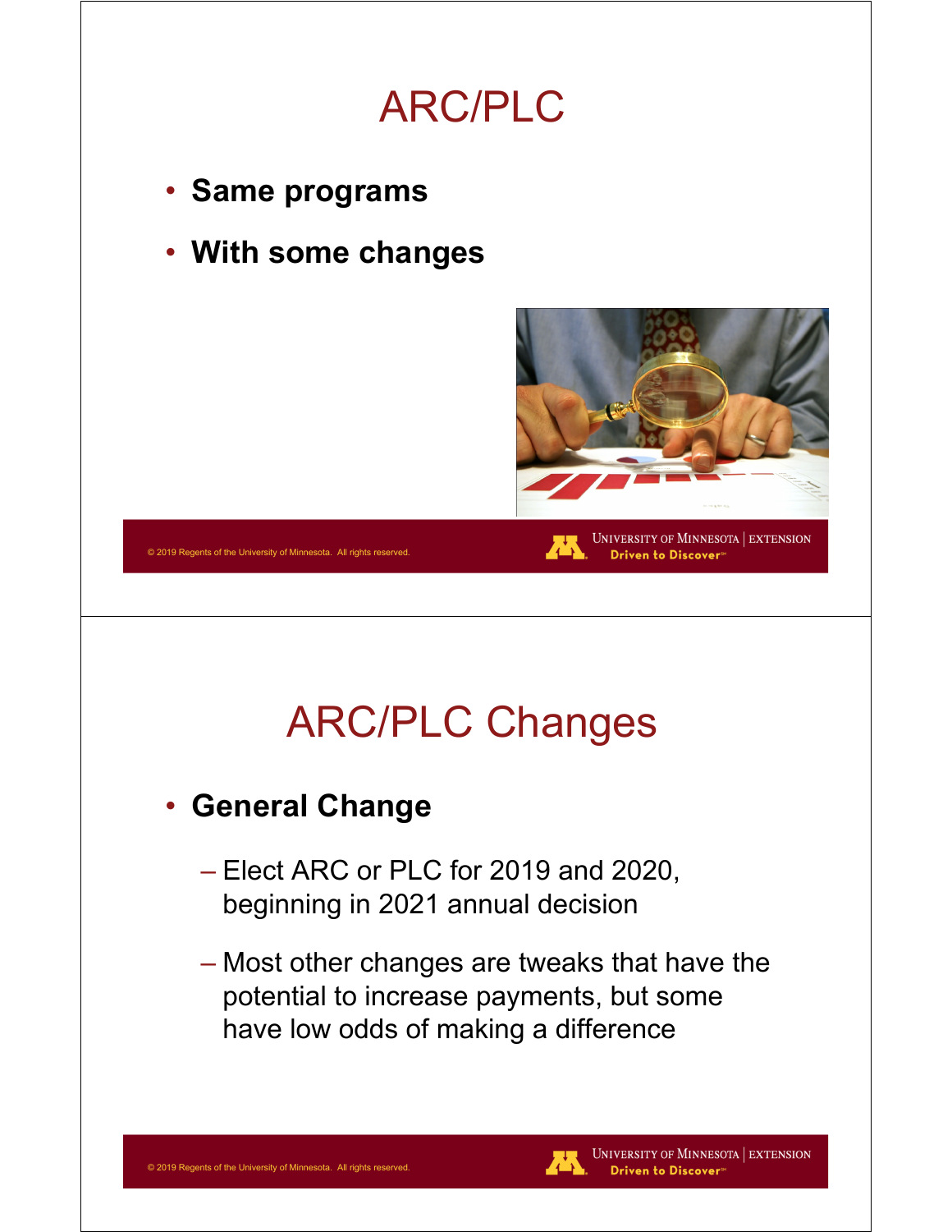# ARC/PLC

- **Same programs**
- **With some changes**

# ARC/PLC Changes

- **General Change**
  - Elect ARC or PLC for 2019 and 2020, beginning in 2021 annual decision
  - Most other changes are tweaks that have the potential to increase payments, but some have low odds of making a difference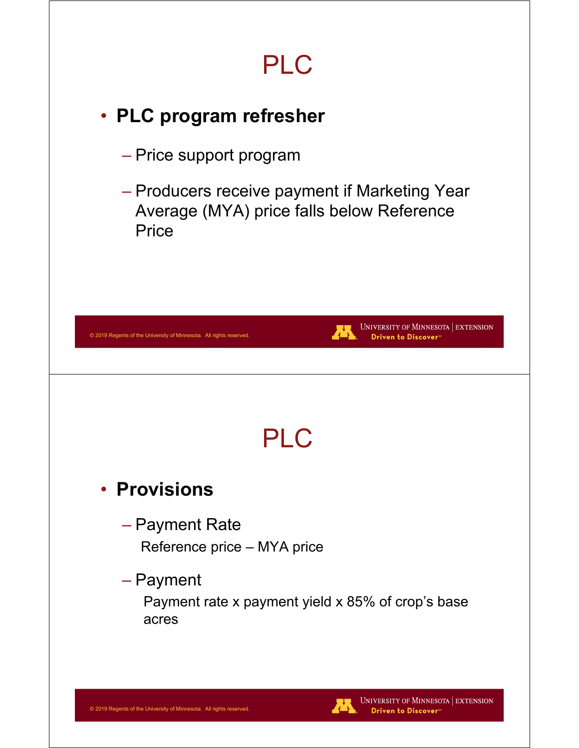# PLC

- **PLC program refresher**
  - Price support program
  - Producers receive payment if Marketing Year Average (MYA) price falls below Reference Price

# PLC

- **Provisions**
  - Payment Rate

    Reference price – MYA price
  - Payment

    Payment rate x payment yield x 85% of crop's base acres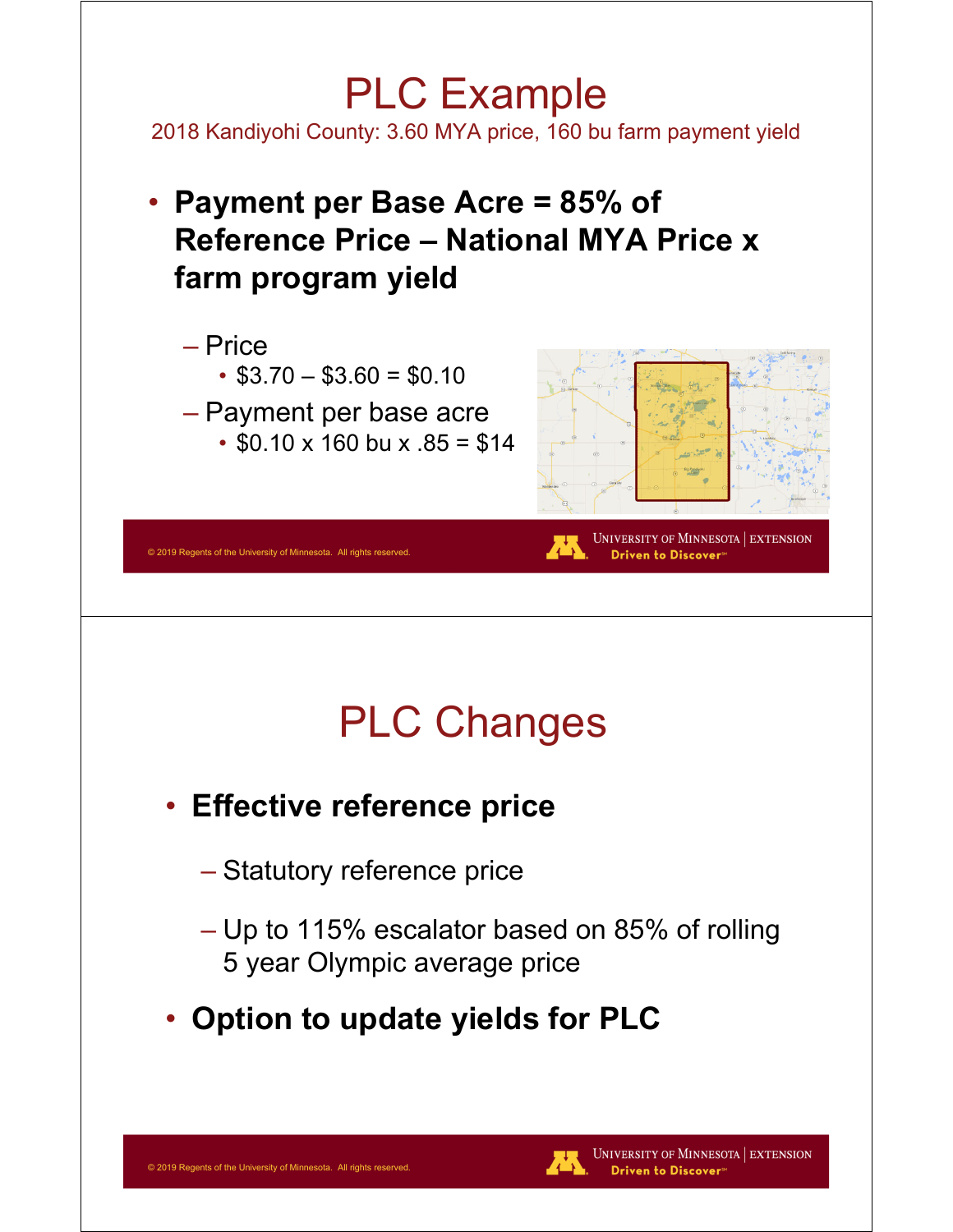# PLC Example

2018 Kandiyohi County: 3.60 MYA price, 160 bu farm payment yield

- **Payment per Base Acre = 85% of Reference Price – National MYA Price x farm program yield**
  - Price
    - \$3.70 – \$3.60 = \$0.10
  - Payment per base acre
    - \$0.10 x 160 bu x .85 = \$14

# PLC Changes

- **Effective reference price**
  - Statutory reference price
  - Up to 115% escalator based on 85% of rolling 5 year Olympic average price
- **Option to update yields for PLC**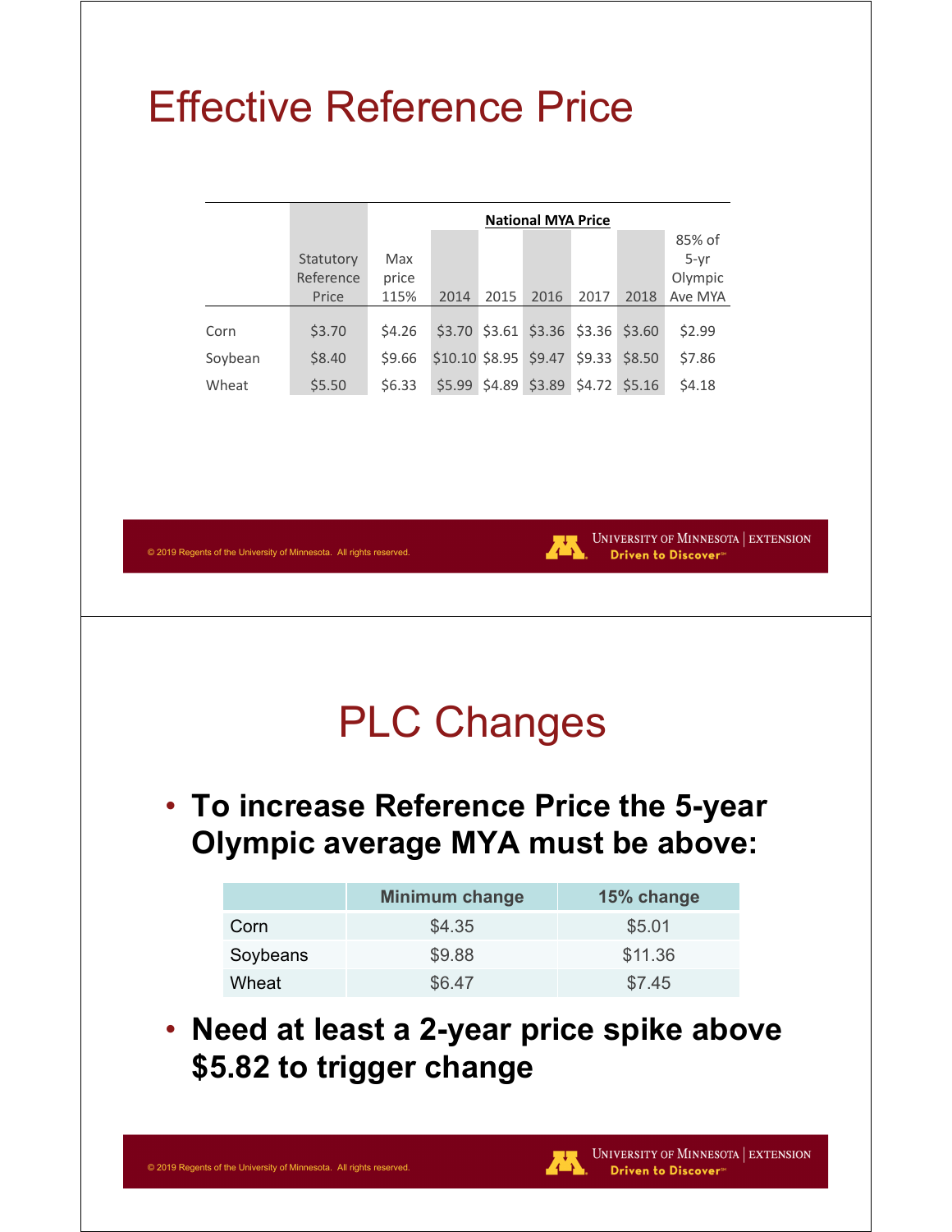# Effective Reference Price

| | Statutory Reference Price | Max price 115% | National MYA Price | | | | | 85% of 5-yr Olympic Ave MYA |
|---|---|---|---|---|---|---|---|---|
| | | | 2014 | 2015 | 2016 | 2017 | 2018 | |
| Corn | $3.70 | $4.26 | $3.70 | $3.61 | $3.36 | $3.36 | $3.60 | $2.99 |
| Soybean | $8.40 | $9.66 | $10.10 | $8.95 | $9.47 | $9.33 | $8.50 | $7.86 |
| Wheat | $5.50 | $6.33 | $5.99 | $4.89 | $3.89 | $4.72 | $5.16 | $4.18 |

# PLC Changes

- **To increase Reference Price the 5-year Olympic average MYA must be above:**

| | Minimum change | 15% change |
|---|---|---|
| Corn | $4.35 | $5.01 |
| Soybeans | $9.88 | $11.36 |
| Wheat | $6.47 | $7.45 |

- **Need at least a 2-year price spike above $5.82 to trigger change**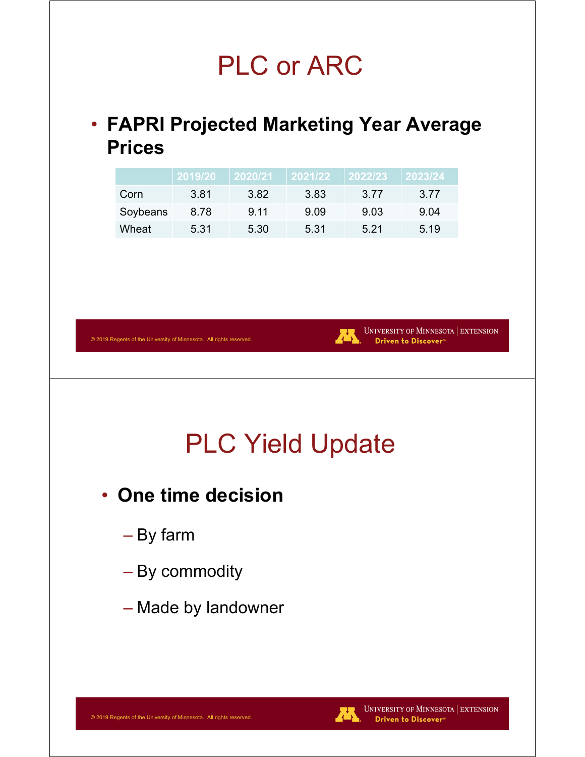# PLC or ARC

- **FAPRI Projected Marketing Year Average Prices**

| | 2019/20 | 2020/21 | 2021/22 | 2022/23 | 2023/24 |
|---|---|---|---|---|---|
| Corn | 3.81 | 3.82 | 3.83 | 3.77 | 3.77 |
| Soybeans | 8.78 | 9.11 | 9.09 | 9.03 | 9.04 |
| Wheat | 5.31 | 5.30 | 5.31 | 5.21 | 5.19 |

# PLC Yield Update

- **One time decision**
  - By farm
  - By commodity
  - Made by landowner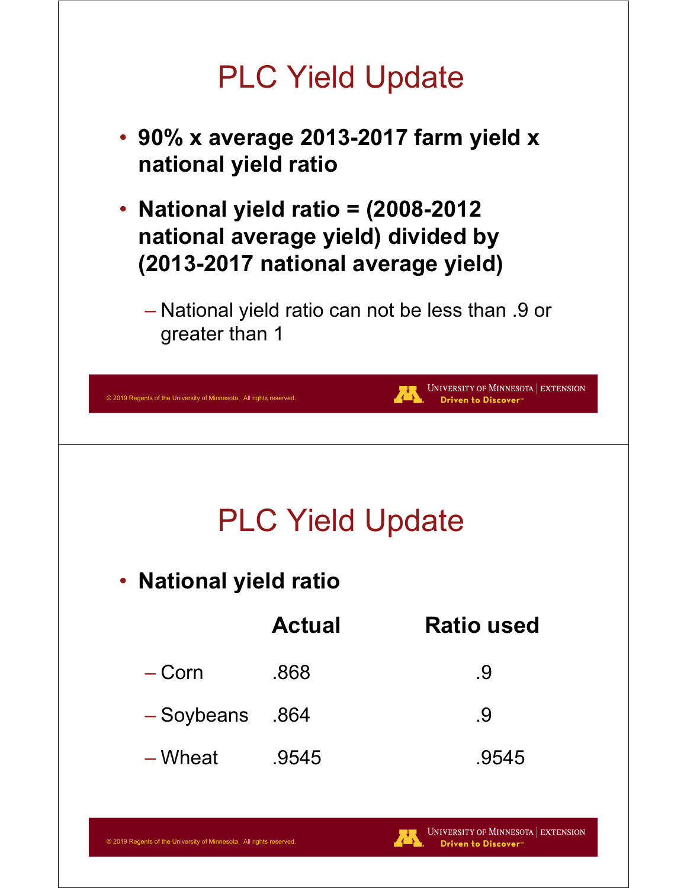## PLC Yield Update

- **90% x average 2013-2017 farm yield x national yield ratio**
- **National yield ratio = (2008-2012 national average yield) divided by (2013-2017 national average yield)**
  - National yield ratio can not be less than .9 or greater than 1

## PLC Yield Update

- **National yield ratio**

| | **Actual** | **Ratio used** |
|---|---|---|
| – Corn | .868 | .9 |
| – Soybeans | .864 | .9 |
| – Wheat | .9545 | .9545 |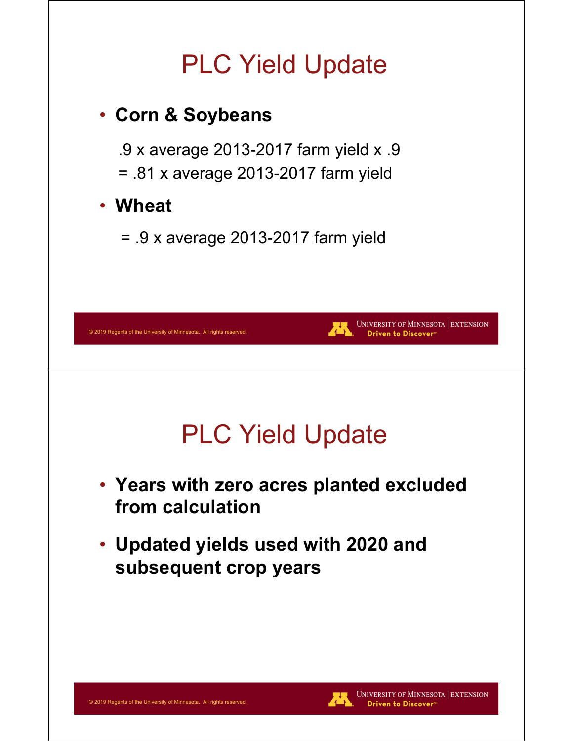# PLC Yield Update

- **Corn & Soybeans**

  .9 x average 2013-2017 farm yield x .9
  = .81 x average 2013-2017 farm yield

- **Wheat**

  = .9 x average 2013-2017 farm yield

# PLC Yield Update

- **Years with zero acres planted excluded from calculation**
- **Updated yields used with 2020 and subsequent crop years**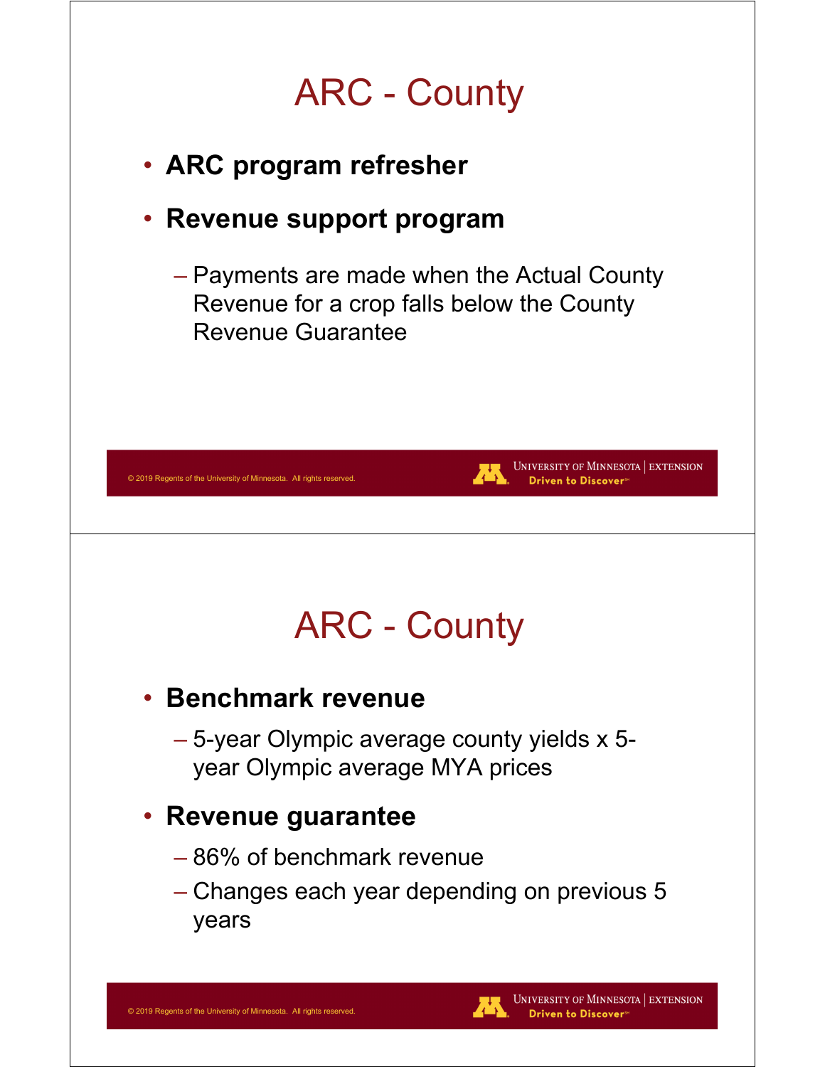# ARC - County

- **ARC program refresher**
- **Revenue support program**
  - Payments are made when the Actual County Revenue for a crop falls below the County Revenue Guarantee

# ARC - County

- **Benchmark revenue**
  - 5-year Olympic average county yields x 5-year Olympic average MYA prices
- **Revenue guarantee**
  - 86% of benchmark revenue
  - Changes each year depending on previous 5 years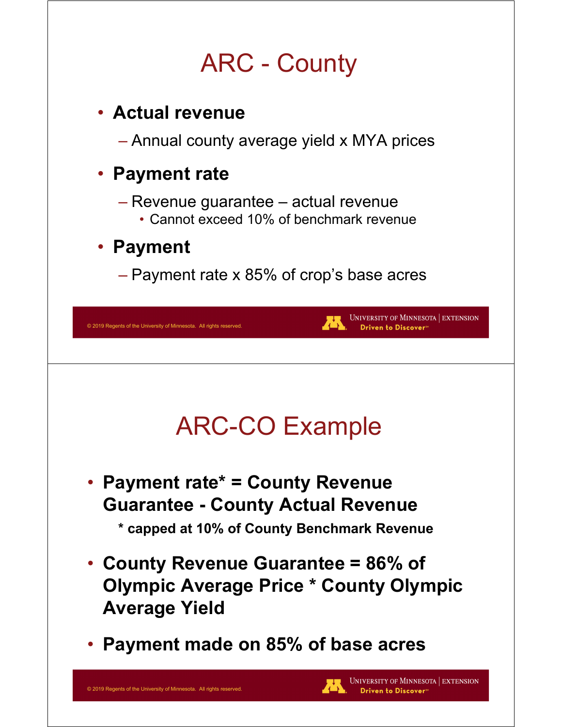# ARC - County

- **Actual revenue**
  - Annual county average yield x MYA prices
- **Payment rate**
  - Revenue guarantee – actual revenue
    - Cannot exceed 10% of benchmark revenue
- **Payment**
  - Payment rate x 85% of crop's base acres

# ARC-CO Example

- **Payment rate* = County Revenue Guarantee - County Actual Revenue**
  - **\* capped at 10% of County Benchmark Revenue**
- **County Revenue Guarantee = 86% of Olympic Average Price * County Olympic Average Yield**
- **Payment made on 85% of base acres**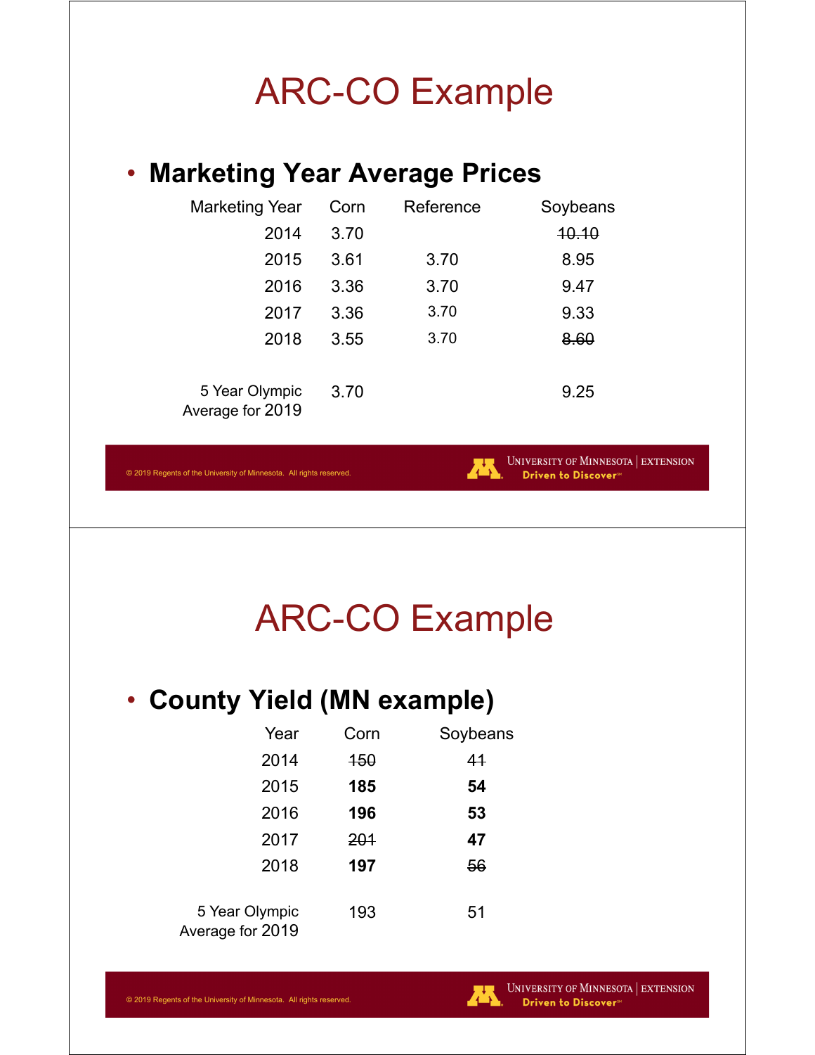# ARC-CO Example

- **Marketing Year Average Prices**

| Marketing Year | Corn | Reference | Soybeans |
|---|---|---|---|
| 2014 | 3.70 | | ~~10.10~~ |
| 2015 | 3.61 | 3.70 | 8.95 |
| 2016 | 3.36 | 3.70 | 9.47 |
| 2017 | 3.36 | 3.70 | 9.33 |
| 2018 | 3.55 | 3.70 | ~~8.60~~ |
| 5 Year Olympic Average for 2019 | 3.70 | | 9.25 |

# ARC-CO Example

- **County Yield (MN example)**

| Year | Corn | Soybeans |
|---|---|---|
| 2014 | ~~150~~ | ~~41~~ |
| 2015 | **185** | **54** |
| 2016 | **196** | **53** |
| 2017 | ~~201~~ | **47** |
| 2018 | **197** | ~~56~~ |
| 5 Year Olympic Average for 2019 | 193 | 51 |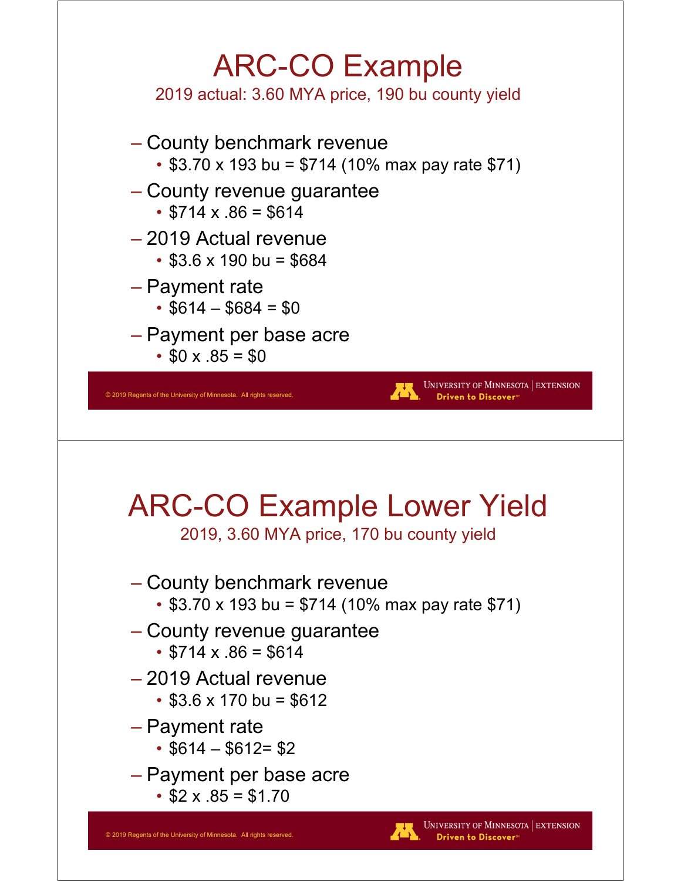# ARC-CO Example

2019 actual: 3.60 MYA price, 190 bu county yield

- County benchmark revenue
  - $3.70 x 193 bu = $714 (10% max pay rate $71)
- County revenue guarantee
  - $714 x .86 = $614
- 2019 Actual revenue
  - $3.6 x 190 bu = $684
- Payment rate
  - $614 – $684 = $0
- Payment per base acre
  - $0 x .85 = $0

# ARC-CO Example Lower Yield

2019, 3.60 MYA price, 170 bu county yield

- County benchmark revenue
  - $3.70 x 193 bu = $714 (10% max pay rate $71)
- County revenue guarantee
  - $714 x .86 = $614
- 2019 Actual revenue
  - $3.6 x 170 bu = $612
- Payment rate
  - $614 – $612= $2
- Payment per base acre
  - $2 x .85 = $1.70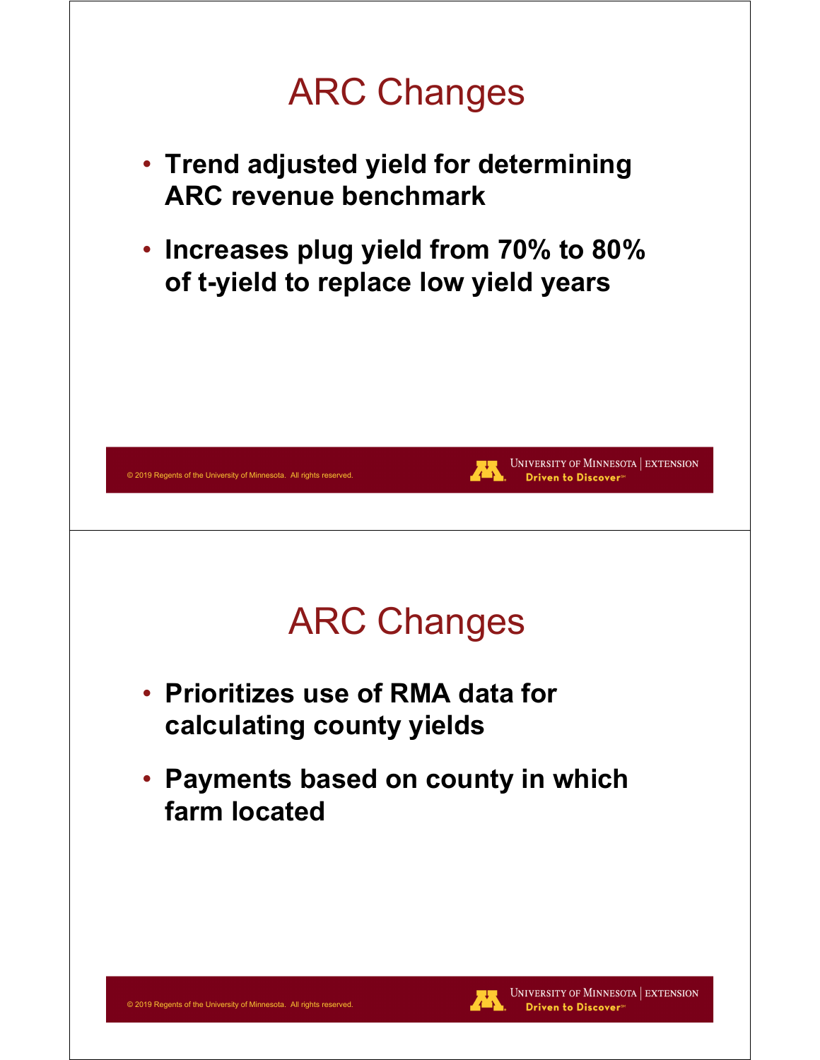# ARC Changes

- **Trend adjusted yield for determining ARC revenue benchmark**
- **Increases plug yield from 70% to 80% of t-yield to replace low yield years**

# ARC Changes

- **Prioritizes use of RMA data for calculating county yields**
- **Payments based on county in which farm located**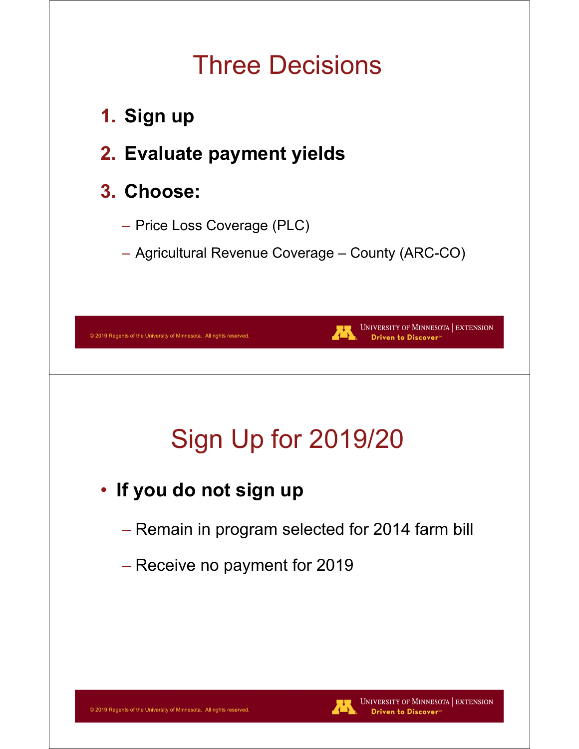# Three Decisions

1. **Sign up**
2. **Evaluate payment yields**
3. **Choose:**
   - Price Loss Coverage (PLC)
   - Agricultural Revenue Coverage – County (ARC-CO)

# Sign Up for 2019/20

- **If you do not sign up**
  - Remain in program selected for 2014 farm bill
  - Receive no payment for 2019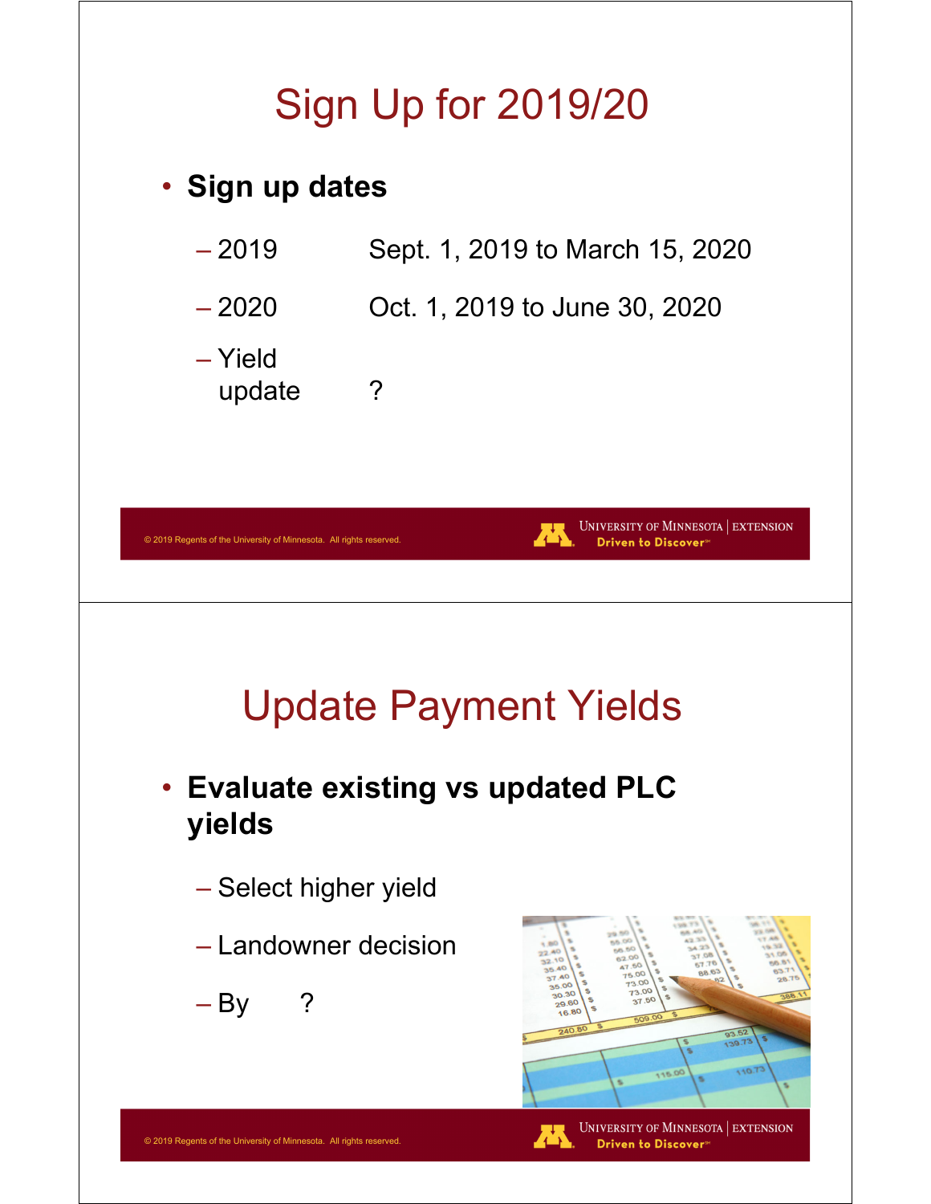# Sign Up for 2019/20

- **Sign up dates**
  - 2019 Sept. 1, 2019 to March 15, 2020
  - 2020 Oct. 1, 2019 to June 30, 2020
  - Yield update ?

# Update Payment Yields

- **Evaluate existing vs updated PLC yields**
  - Select higher yield
  - Landowner decision
  - By ?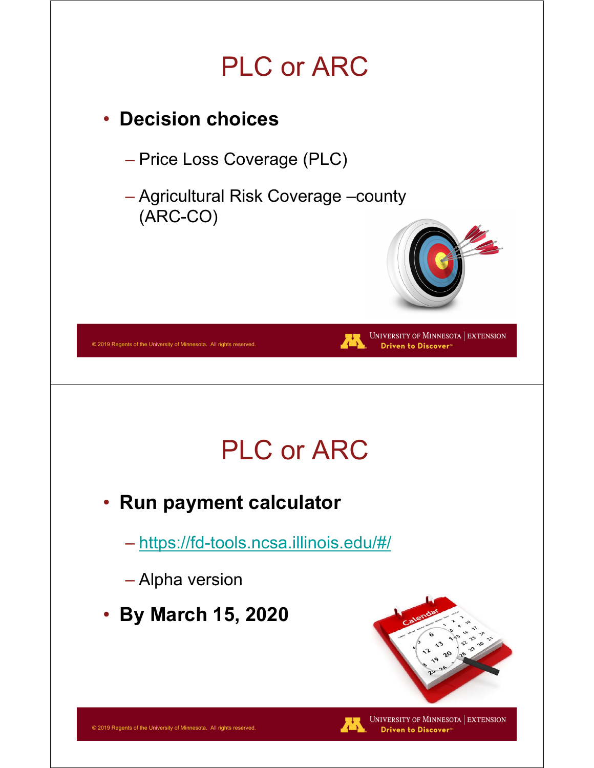# PLC or ARC

- **Decision choices**
  - Price Loss Coverage (PLC)
  - Agricultural Risk Coverage –county (ARC-CO)

# PLC or ARC

- **Run payment calculator**
  - https://fd-tools.ncsa.illinois.edu/#/
  - Alpha version
- **By March 15, 2020**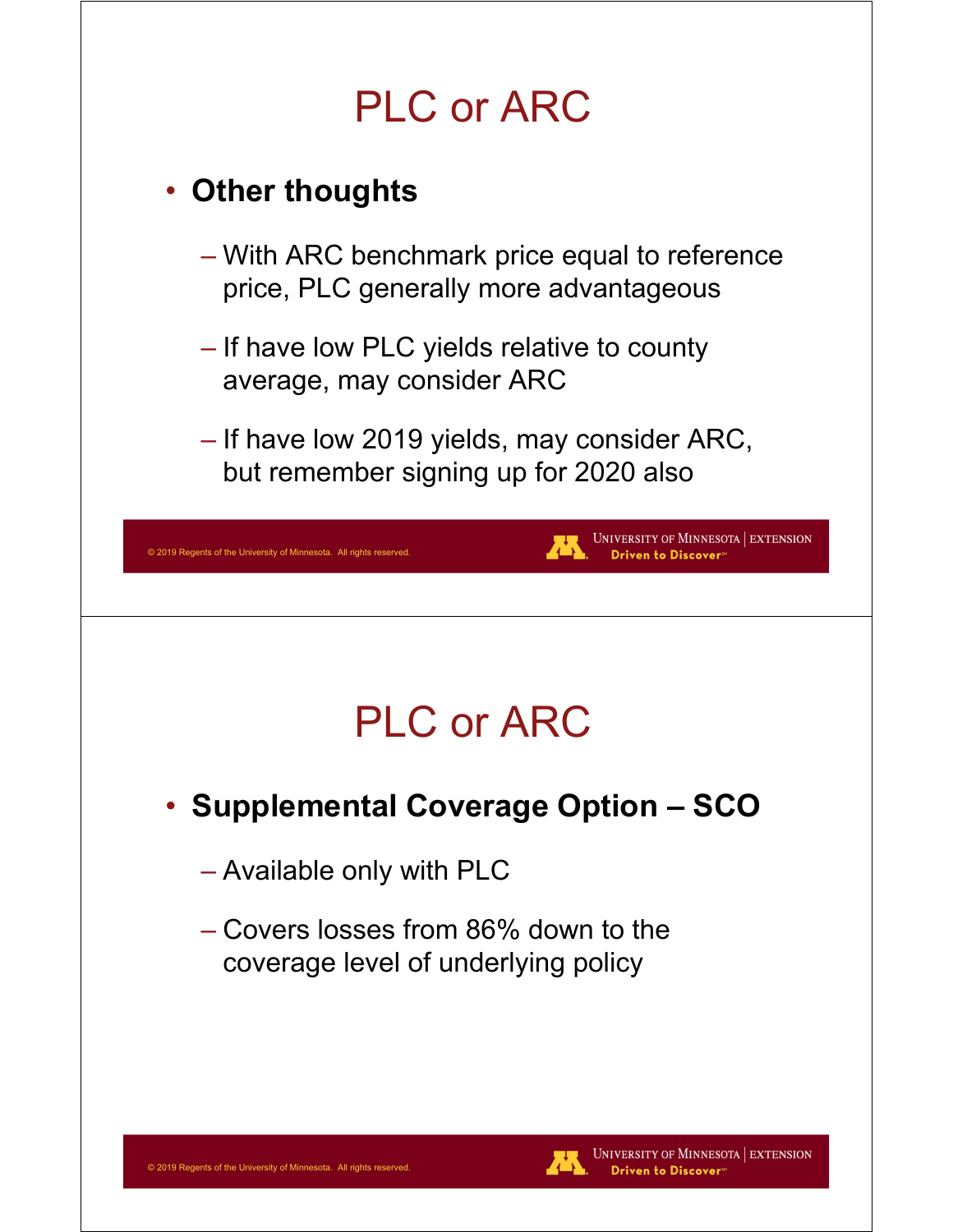# PLC or ARC

- **Other thoughts**
  - With ARC benchmark price equal to reference price, PLC generally more advantageous
  - If have low PLC yields relative to county average, may consider ARC
  - If have low 2019 yields, may consider ARC, but remember signing up for 2020 also

# PLC or ARC

- **Supplemental Coverage Option – SCO**
  - Available only with PLC
  - Covers losses from 86% down to the coverage level of underlying policy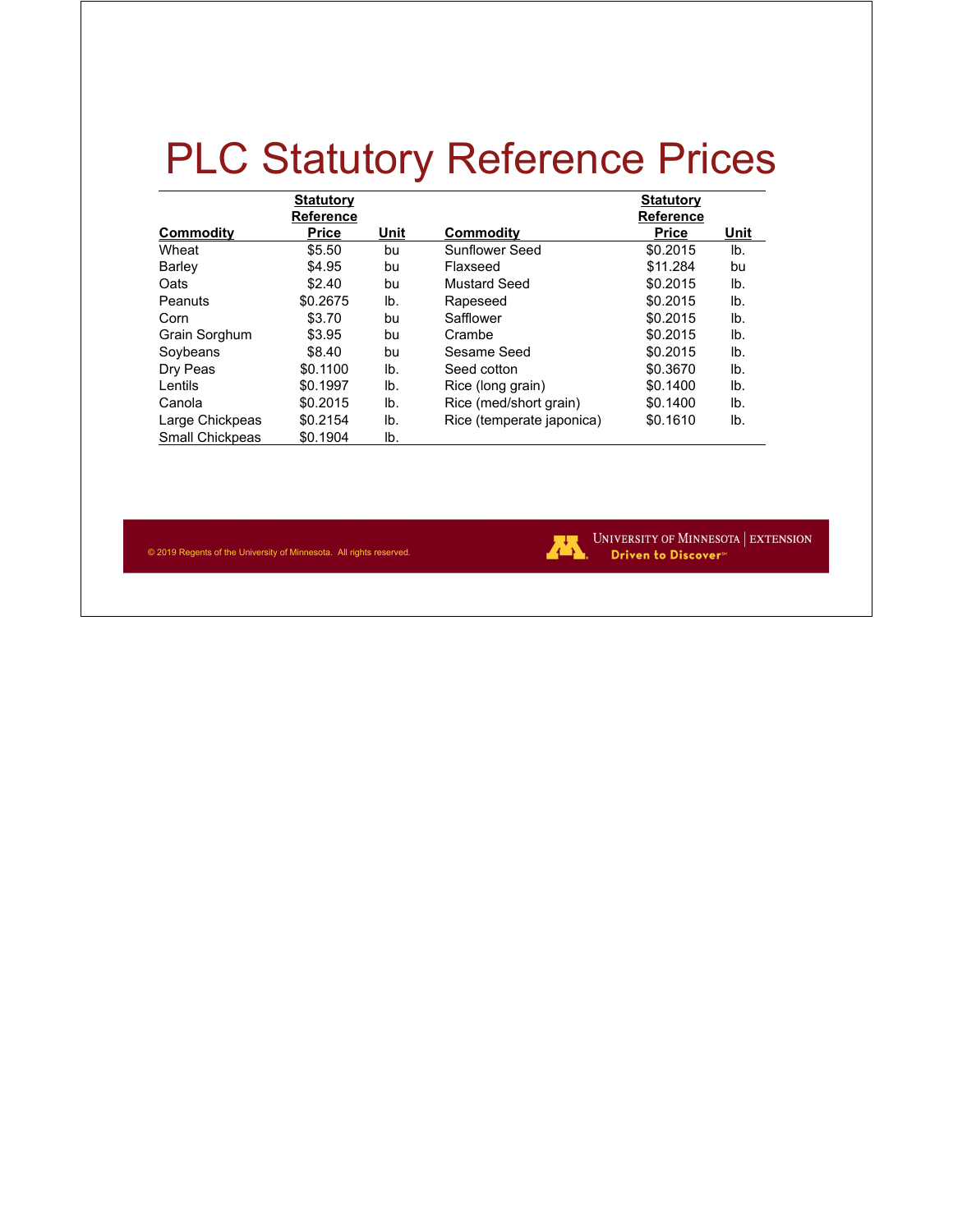# PLC Statutory Reference Prices

| Commodity | Statutory Reference Price | Unit | Commodity | Statutory Reference Price | Unit |
|---|---|---|---|---|---|
| Wheat | $5.50 | bu | Sunflower Seed | $0.2015 | lb. |
| Barley | $4.95 | bu | Flaxseed | $11.284 | bu |
| Oats | $2.40 | bu | Mustard Seed | $0.2015 | lb. |
| Peanuts | $0.2675 | lb. | Rapeseed | $0.2015 | lb. |
| Corn | $3.70 | bu | Safflower | $0.2015 | lb. |
| Grain Sorghum | $3.95 | bu | Crambe | $0.2015 | lb. |
| Soybeans | $8.40 | bu | Sesame Seed | $0.2015 | lb. |
| Dry Peas | $0.1100 | lb. | Seed cotton | $0.3670 | lb. |
| Lentils | $0.1997 | lb. | Rice (long grain) | $0.1400 | lb. |
| Canola | $0.2015 | lb. | Rice (med/short grain) | $0.1400 | lb. |
| Large Chickpeas | $0.2154 | lb. | Rice (temperate japonica) | $0.1610 | lb. |
| Small Chickpeas | $0.1904 | lb. | | | |

© 2019 Regents of the University of Minnesota. All rights reserved.

University of Minnesota | Extension
Driven to Discover℠